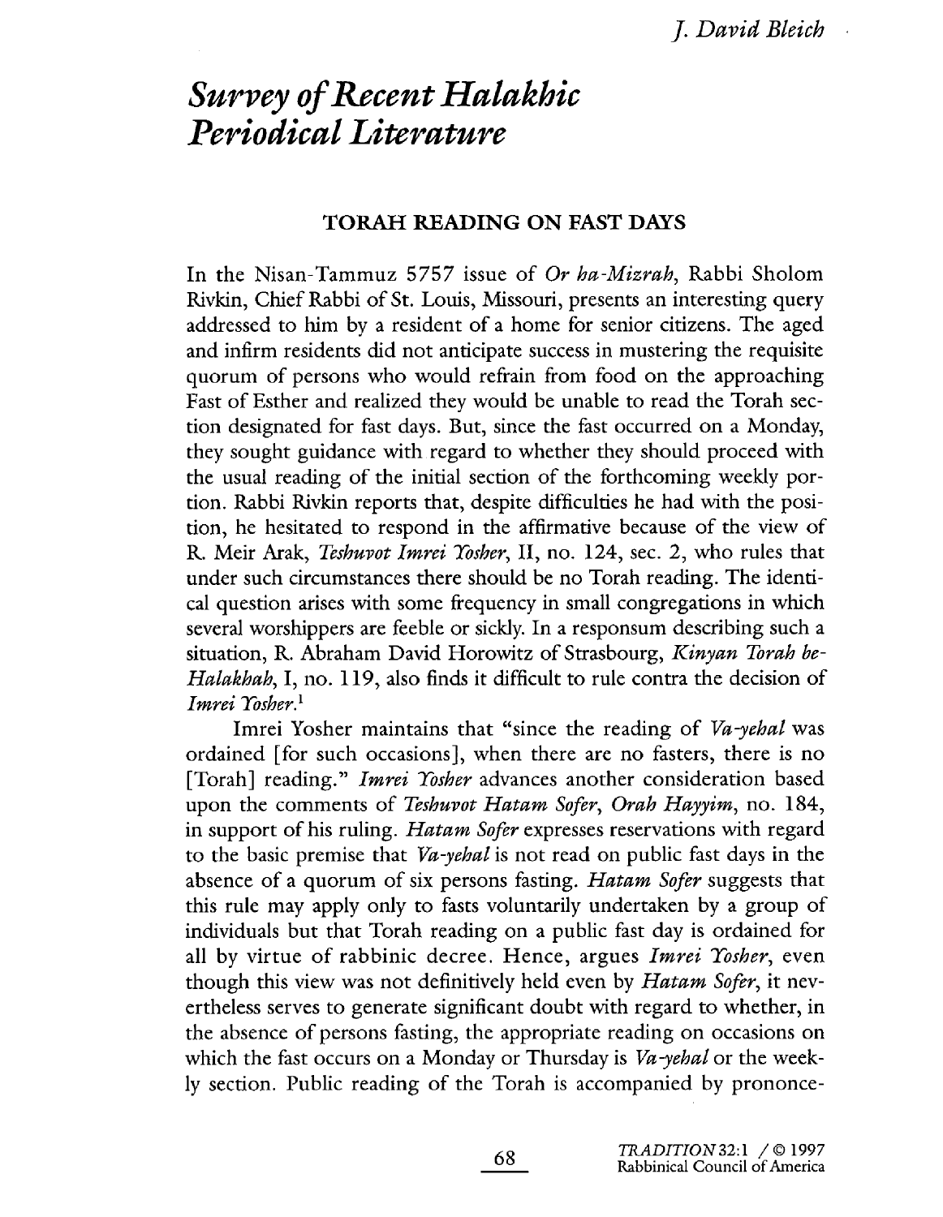# Survey of Recent Halakhic Periodical Literature

J. David Bleich

## TORAH READING ON FAST DAYS

In the Nisan-Tammuz 5757 issue of *Or ha-Mizrah*, Rabbi Sholom Rivkin, Chief Rabbi of St. Louis, Missouri, presents an interesting query addressed to him by a resident of a home for senior citizens. The aged and infirm residents did not anticipate success in mustering the requisite quorum of persons who would refrain from food on the approaching Fast of Esther and realized they would be unable to read the Torah section designated for fast days. But, since the fast occurred on a Monday, they sought guidance with regard to whether they should proceed with the usual reading of the initial section of the forthcoming weekly portion. Rabbi Rivkin reports that, despite difficulties he had with the position, he hesitated to respond in the affirmative because of the view of R. Meir Arak, *Teshuvot Imrei Yosher*, II, no. 124, sec. 2, who rules that under such circumstances there should be no Torah reading. The identical question arises with some frequency in small congregations in which several worshippers are feeble or sickly. In a responsum describing such a situation, R. Abraham David Horowitz of Strasbourg, *Kinyan Torah be-Halakhah*, I, no. 119, also finds it difficult to rule contra the decision of *Imrei Yosher*.[1]

Imrei Yosher maintains that "since the reading of *Va-yehal* was ordained [for such occasions], when there are no fasters, there is no [Torah] reading." *Imrei Yosher* advances another consideration based upon the comments of *Teshuvot Hatam Sofer*, *Orah Hayyim*, no. 184, in support of his ruling. *Hatam Sofer* expresses reservations with regard to the basic premise that *Va-yehal* is not read on public fast days in the absence of a quorum of six persons fasting. *Hatam Sofer* suggests that this rule may apply only to fasts voluntarily undertaken by a group of individuals but that Torah reading on a public fast day is ordained for all by virtue of rabbinic decree. Hence, argues *Imrei Yosher*, even though this view was not definitively held even by *Hatam Sofer*, it nevertheless serves to generate significant doubt with regard to whether, in the absence of persons fasting, the appropriate reading on occasions on which the fast occurs on a Monday or Thursday is *Va-yehal* or the weekly section. Public reading of the Torah is accompanied by prononce-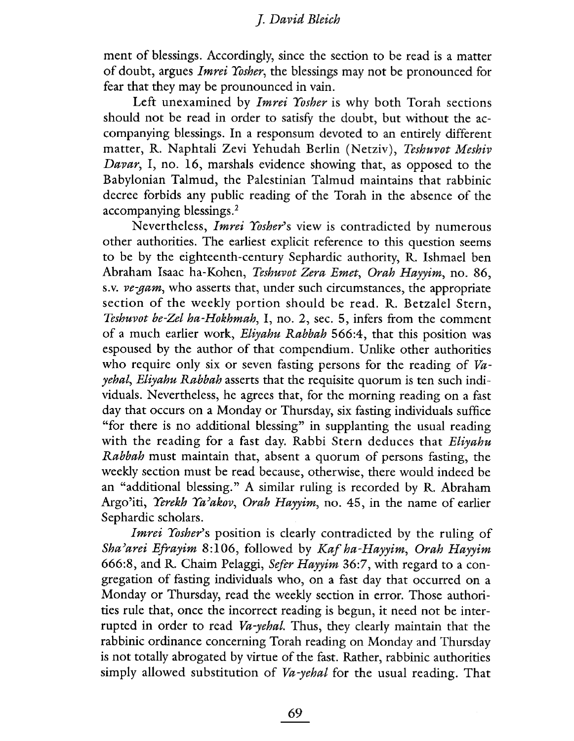ment of blessings. Accordingly, since the section to be read is a matter of doubt, argues *Imrei Yosher*, the blessings may not be pronounced for fear that they may be prounounced in vain.

Left unexamined by *Imrei Yosher* is why both Torah sections should not be read in order to satisfy the doubt, but without the accompanying blessings. In a responsum devoted to an entirely different matter, R. Naphtali Zevi Yehudah Berlin (Netziv), *Teshuvot Meshiv Davar*, I, no. 16, marshals evidence showing that, as opposed to the Babylonian Talmud, the Palestinian Talmud maintains that rabbinic decree forbids any public reading of the Torah in the absence of the accompanying blessings.[2]

Nevertheless, *Imrei Yosher*'s view is contradicted by numerous other authorities. The earliest explicit reference to this question seems to be by the eighteenth-century Sephardic authority, R. Ishmael ben Abraham Isaac ha-Kohen, *Teshuvot Zera Emet*, *Orah Hayyim*, no. 86, s.v. *ve-gam*, who asserts that, under such circumstances, the appropriate section of the weekly portion should be read. R. Betzalel Stern, *Teshuvot be-Zel ha-Hokhmah*, I, no. 2, sec. 5, infers from the comment of a much earlier work, *Eliyahu Rabbah* 566:4, that this position was espoused by the author of that compendium. Unlike other authorities who require only six or seven fasting persons for the reading of *Va-yehal*, *Eliyahu Rabbah* asserts that the requisite quorum is ten such individuals. Nevertheless, he agrees that, for the morning reading on a fast day that occurs on a Monday or Thursday, six fasting individuals suffice "for there is no additional blessing" in supplanting the usual reading with the reading for a fast day. Rabbi Stern deduces that *Eliyahu Rabbah* must maintain that, absent a quorum of persons fasting, the weekly section must be read because, otherwise, there would indeed be an "additional blessing." A similar ruling is recorded by R. Abraham Argo'iti, *Yerekh Ya'akov*, *Orah Hayyim*, no. 45, in the name of earlier Sephardic scholars.

*Imrei Yosher*'s position is clearly contradicted by the ruling of *Sha'arei Efrayim* 8:106, followed by *Kaf ha-Hayyim*, *Orah Hayyim* 666:8, and R. Chaim Pelaggi, *Sefer Hayyim* 36:7, with regard to a congregation of fasting individuals who, on a fast day that occurred on a Monday or Thursday, read the weekly section in error. Those authorities rule that, once the incorrect reading is begun, it need not be interrupted in order to read *Va-yehal*. Thus, they clearly maintain that the rabbinic ordinance concerning Torah reading on Monday and Thursday is not totally abrogated by virtue of the fast. Rather, rabbinic authorities simply allowed substitution of *Va-yehal* for the usual reading. That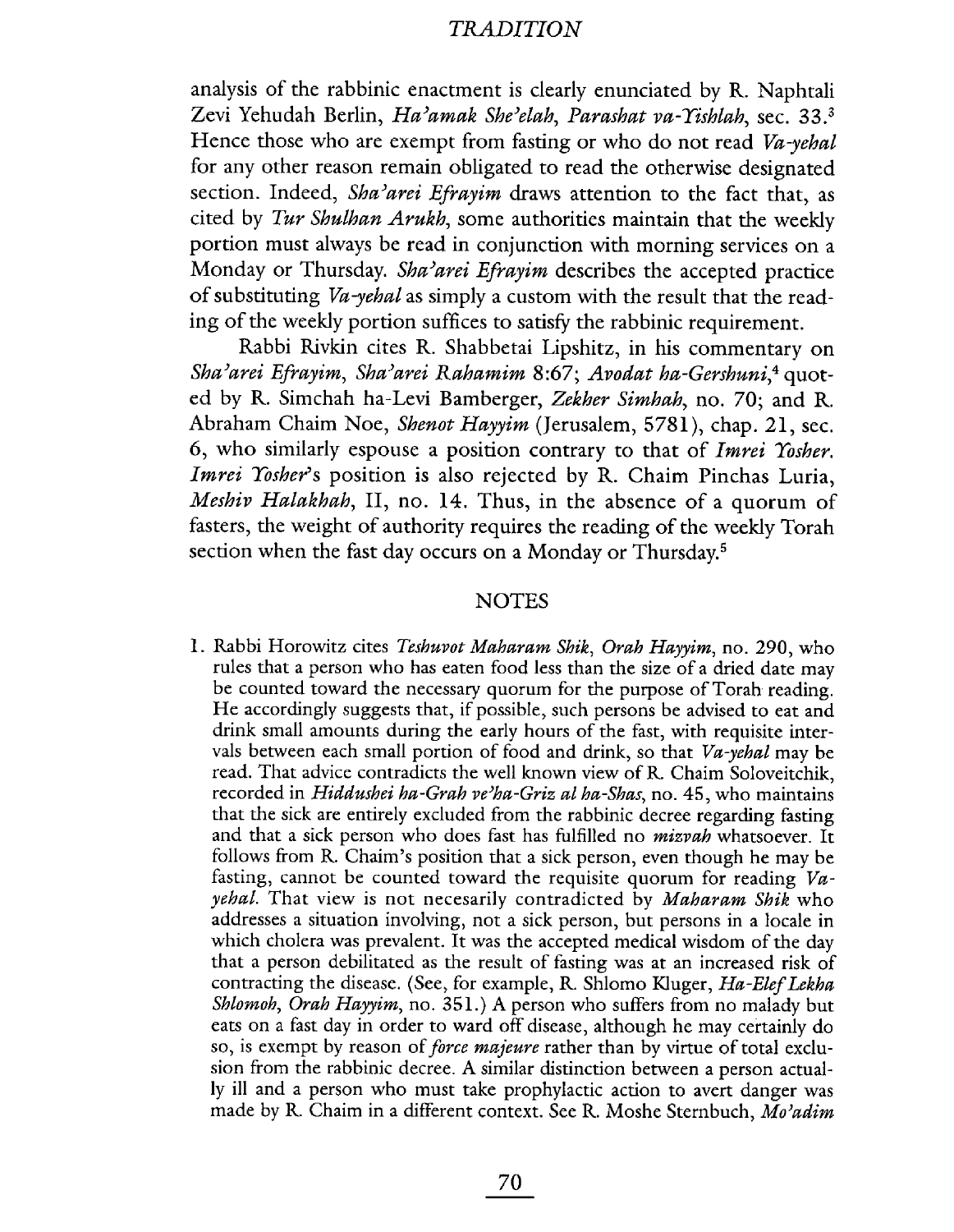analysis of the rabbinic enactment is clearly enunciated by R. Naphtali Zevi Yehudah Berlin, *Ha'amak She'elah, Parashat va-Yishlah*, sec. 33.[3] Hence those who are exempt from fasting or who do not read *Va-yehal* for any other reason remain obligated to read the otherwise designated section. Indeed, *Sha'arei Efrayim* draws attention to the fact that, as cited by *Tur Shulhan Arukh*, some authorities maintain that the weekly portion must always be read in conjunction with morning services on a Monday or Thursday. *Sha'arei Efrayim* describes the accepted practice of substituting *Va-yehal* as simply a custom with the result that the reading of the weekly portion suffices to satisfy the rabbinic requirement.

Rabbi Rivkin cites R. Shabbetai Lipshitz, in his commentary on *Sha'arei Efrayim, Sha'arei Rahamim* 8:67; *Avodat ha-Gershuni*,[4] quoted by R. Simchah ha-Levi Bamberger, *Zekher Simhah*, no. 70; and R. Abraham Chaim Noe, *Shenot Hayyim* (Jerusalem, 5781), chap. 21, sec. 6, who similarly espouse a position contrary to that of *Imrei Yosher*. *Imrei Yosher*'s position is also rejected by R. Chaim Pinchas Luria, *Meshiv Halakhah*, II, no. 14. Thus, in the absence of a quorum of fasters, the weight of authority requires the reading of the weekly Torah section when the fast day occurs on a Monday or Thursday.[5]

## NOTES

1. Rabbi Horowitz cites *Teshuvot Maharam Shik, Orah Hayyim*, no. 290, who rules that a person who has eaten food less than the size of a dried date may be counted toward the necessary quorum for the purpose of Torah reading. He accordingly suggests that, if possible, such persons be advised to eat and drink small amounts during the early hours of the fast, with requisite intervals between each small portion of food and drink, so that *Va-yehal* may be read. That advice contradicts the well known view of R. Chaim Soloveitchik, recorded in *Hiddushei ha-Grah ve'ha-Griz al ha-Shas*, no. 45, who maintains that the sick are entirely excluded from the rabbinic decree regarding fasting and that a sick person who does fast has fulfilled no ***mizvah*** whatsoever. It follows from R. Chaim's position that a sick person, even though he may be fasting, cannot be counted toward the requisite quorum for reading *Va-yehal*. That view is not necesarily contradicted by *Maharam Shik* who addresses a situation involving, not a sick person, but persons in a locale in which cholera was prevalent. It was the accepted medical wisdom of the day that a person debilitated as the result of fasting was at an increased risk of contracting the disease. (See, for example, R. Shlomo Kluger, *Ha-Elef Lekha Shlomoh, Orah Hayyim*, no. 351.) A person who suffers from no malady but eats on a fast day in order to ward off disease, although he may certainly do so, is exempt by reason of *force majeure* rather than by virtue of total exclusion from the rabbinic decree. A similar distinction between a person actually ill and a person who must take prophylactic action to avert danger was made by R. Chaim in a different context. See R. Moshe Sternbuch, *Mo'adim*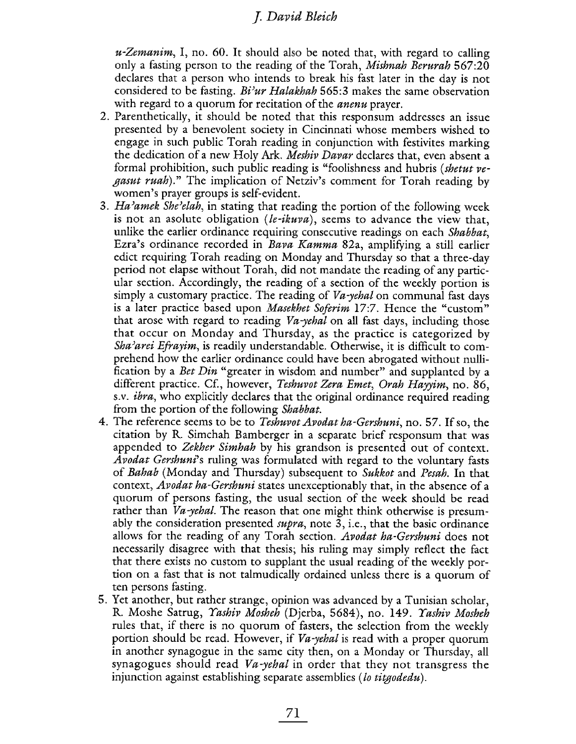*u-Zemanim*, I, no. 60. It should also be noted that, with regard to calling only a fasting person to the reading of the Torah, *Mishnah Berurah* 567:20 declares that a person who intends to break his fast later in the day is not considered to be fasting. *Bi'ur Halakhah* 565:3 makes the same observation with regard to a quorum for recitation of the *anenu* prayer.

2. Parenthetically, it should be noted that this responsum addresses an issue presented by a benevolent society in Cincinnati whose members wished to engage in such public Torah reading in conjunction with festivites marking the dedication of a new Holy Ark. *Meshiv Davar* declares that, even absent a formal prohibition, such public reading is "foolishness and hubris (*shetut ve-gasut ruah*)." The implication of Netziv's comment for Torah reading by women's prayer groups is self-evident.
3. *Ha'amek She'elah*, in stating that reading the portion of the following week is not an asolute obligation (*le-ikuva*), seems to advance the view that, unlike the earlier ordinance requiring consecutive readings on each *Shabbat*, Ezra's ordinance recorded in *Bava Kamma* 82a, amplifying a still earlier edict requiring Torah reading on Monday and Thursday so that a three-day period not elapse without Torah, did not mandate the reading of any particular section. Accordingly, the reading of a section of the weekly portion is simply a customary practice. The reading of *Va-yehal* on communal fast days is a later practice based upon *Masekhet Soferim* 17:7. Hence the "custom" that arose with regard to reading *Va-yehal* on all fast days, including those that occur on Monday and Thursday, as the practice is categorized by *Sha'arei Efrayim*, is readily understandable. Otherwise, it is difficult to comprehend how the earlier ordinance could have been abrogated without nullification by a *Bet Din* "greater in wisdom and number" and supplanted by a different practice. Cf., however, *Teshuvot Zera Emet, Orah Hayyim*, no. 86, s.v. *ibra*, who explicitly declares that the original ordinance required reading from the portion of the following *Shabbat*.
4. The reference seems to be to *Teshuvot Avodat ha-Gershuni*, no. 57. If so, the citation by R. Simchah Bamberger in a separate brief responsum that was appended to *Zekher Simhah* by his grandson is presented out of context. *Avodat Gershuni*'s ruling was formulated with regard to the voluntary fasts of *Bahab* (Monday and Thursday) subsequent to *Sukkot* and *Pesah*. In that context, *Avodat ha-Gershuni* states unexceptionably that, in the absence of a quorum of persons fasting, the usual section of the week should be read rather than *Va-yehal*. The reason that one might think otherwise is presumably the consideration presented *supra*, note 3, i.e., that the basic ordinance allows for the reading of any Torah section. *Avodat ha-Gershuni* does not necessarily disagree with that thesis; his ruling may simply reflect the fact that there exists no custom to supplant the usual reading of the weekly portion on a fast that is not talmudically ordained unless there is a quorum of ten persons fasting.
5. Yet another, but rather strange, opinion was advanced by a Tunisian scholar, R. Moshe Satrug, *Yashiv Mosheh* (Djerba, 5684), no. 149. *Yashiv Mosheh* rules that, if there is no quorum of fasters, the selection from the weekly portion should be read. However, if *Va-yehal* is read with a proper quorum in another synagogue in the same city then, on a Monday or Thursday, all synagogues should read *Va-yehal* in order that they not transgress the injunction against establishing separate assemblies (*lo titgodedu*).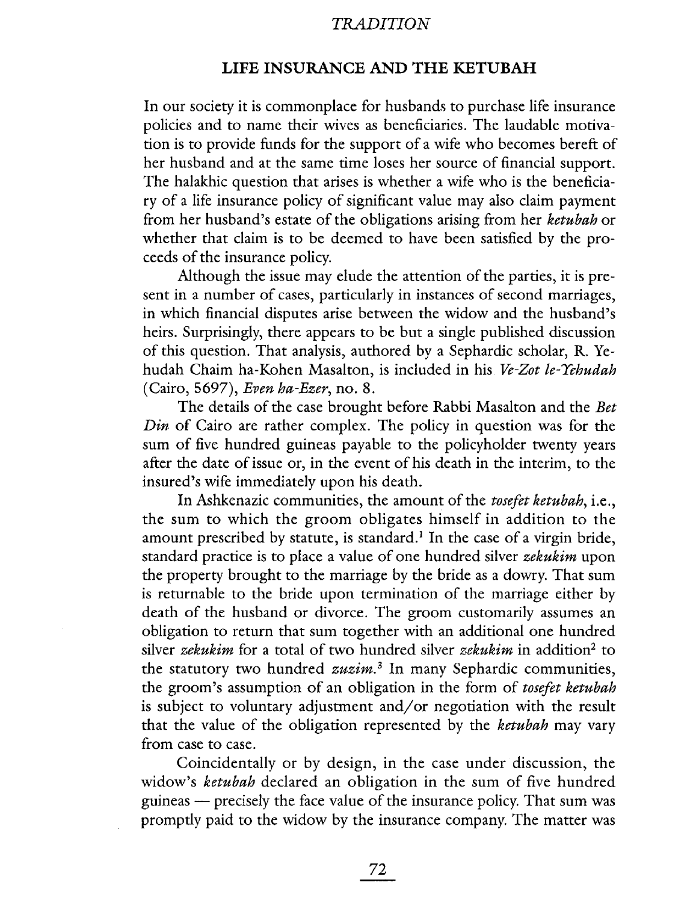## LIFE INSURANCE AND THE KETUBAH

In our society it is commonplace for husbands to purchase life insurance policies and to name their wives as beneficiaries. The laudable motivation is to provide funds for the support of a wife who becomes bereft of her husband and at the same time loses her source of financial support. The halakhic question that arises is whether a wife who is the beneficiary of a life insurance policy of significant value may also claim payment from her husband's estate of the obligations arising from her *ketubah* or whether that claim is to be deemed to have been satisfied by the proceeds of the insurance policy.

Although the issue may elude the attention of the parties, it is present in a number of cases, particularly in instances of second marriages, in which financial disputes arise between the widow and the husband's heirs. Surprisingly, there appears to be but a single published discussion of this question. That analysis, authored by a Sephardic scholar, R. Yehudah Chaim ha-Kohen Masalton, is included in his *Ve-Zot le-Yehudah* (Cairo, 5697), *Even ha-Ezer*, no. 8.

The details of the case brought before Rabbi Masalton and the *Bet Din* of Cairo are rather complex. The policy in question was for the sum of five hundred guineas payable to the policyholder twenty years after the date of issue or, in the event of his death in the interim, to the insured's wife immediately upon his death.

In Ashkenazic communities, the amount of the *tosefet ketubah*, i.e., the sum to which the groom obligates himself in addition to the amount prescribed by statute, is standard.[1] In the case of a virgin bride, standard practice is to place a value of one hundred silver *zekukim* upon the property brought to the marriage by the bride as a dowry. That sum is returnable to the bride upon termination of the marriage either by death of the husband or divorce. The groom customarily assumes an obligation to return that sum together with an additional one hundred silver *zekukim* for a total of two hundred silver *zekukim* in addition[2] to the statutory two hundred *zuzim*.[3] In many Sephardic communities, the groom's assumption of an obligation in the form of *tosefet ketubah* is subject to voluntary adjustment and/or negotiation with the result that the value of the obligation represented by the *ketubah* may vary from case to case.

Coincidentally or by design, in the case under discussion, the widow's *ketubah* declared an obligation in the sum of five hundred guineas — precisely the face value of the insurance policy. That sum was promptly paid to the widow by the insurance company. The matter was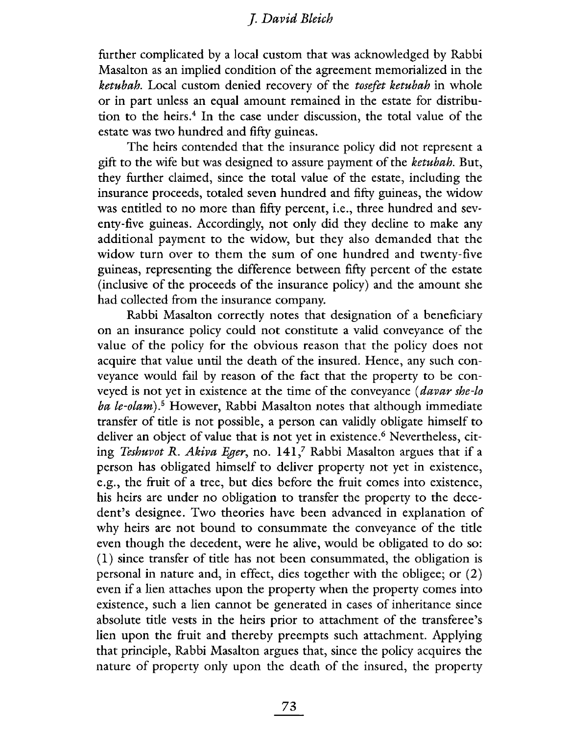further complicated by a local custom that was acknowledged by Rabbi Masalton as an implied condition of the agreement memorialized in the *ketubah*. Local custom denied recovery of the *tosefet ketubah* in whole or in part unless an equal amount remained in the estate for distribution to the heirs.[4] In the case under discussion, the total value of the estate was two hundred and fifty guineas.

The heirs contended that the insurance policy did not represent a gift to the wife but was designed to assure payment of the *ketubah*. But, they further claimed, since the total value of the estate, including the insurance proceeds, totaled seven hundred and fifty guineas, the widow was entitled to no more than fifty percent, i.e., three hundred and seventy-five guineas. Accordingly, not only did they decline to make any additional payment to the widow, but they also demanded that the widow turn over to them the sum of one hundred and twenty-five guineas, representing the difference between fifty percent of the estate (inclusive of the proceeds of the insurance policy) and the amount she had collected from the insurance company.

Rabbi Masalton correctly notes that designation of a beneficiary on an insurance policy could not constitute a valid conveyance of the value of the policy for the obvious reason that the policy does not acquire that value until the death of the insured. Hence, any such conveyance would fail by reason of the fact that the property to be conveyed is not yet in existence at the time of the conveyance (*davar she-lo ba le-olam*).[5] However, Rabbi Masalton notes that although immediate transfer of title is not possible, a person can validly obligate himself to deliver an object of value that is not yet in existence.[6] Nevertheless, citing *Teshuvot R. Akiva Eger*, no. 141,[7] Rabbi Masalton argues that if a person has obligated himself to deliver property not yet in existence, e.g., the fruit of a tree, but dies before the fruit comes into existence, his heirs are under no obligation to transfer the property to the decedent's designee. Two theories have been advanced in explanation of why heirs are not bound to consummate the conveyance of the title even though the decedent, were he alive, would be obligated to do so: (1) since transfer of title has not been consummated, the obligation is personal in nature and, in effect, dies together with the obligee; or (2) even if a lien attaches upon the property when the property comes into existence, such a lien cannot be generated in cases of inheritance since absolute title vests in the heirs prior to attachment of the transferee's lien upon the fruit and thereby preempts such attachment. Applying that principle, Rabbi Masalton argues that, since the policy acquires the nature of property only upon the death of the insured, the property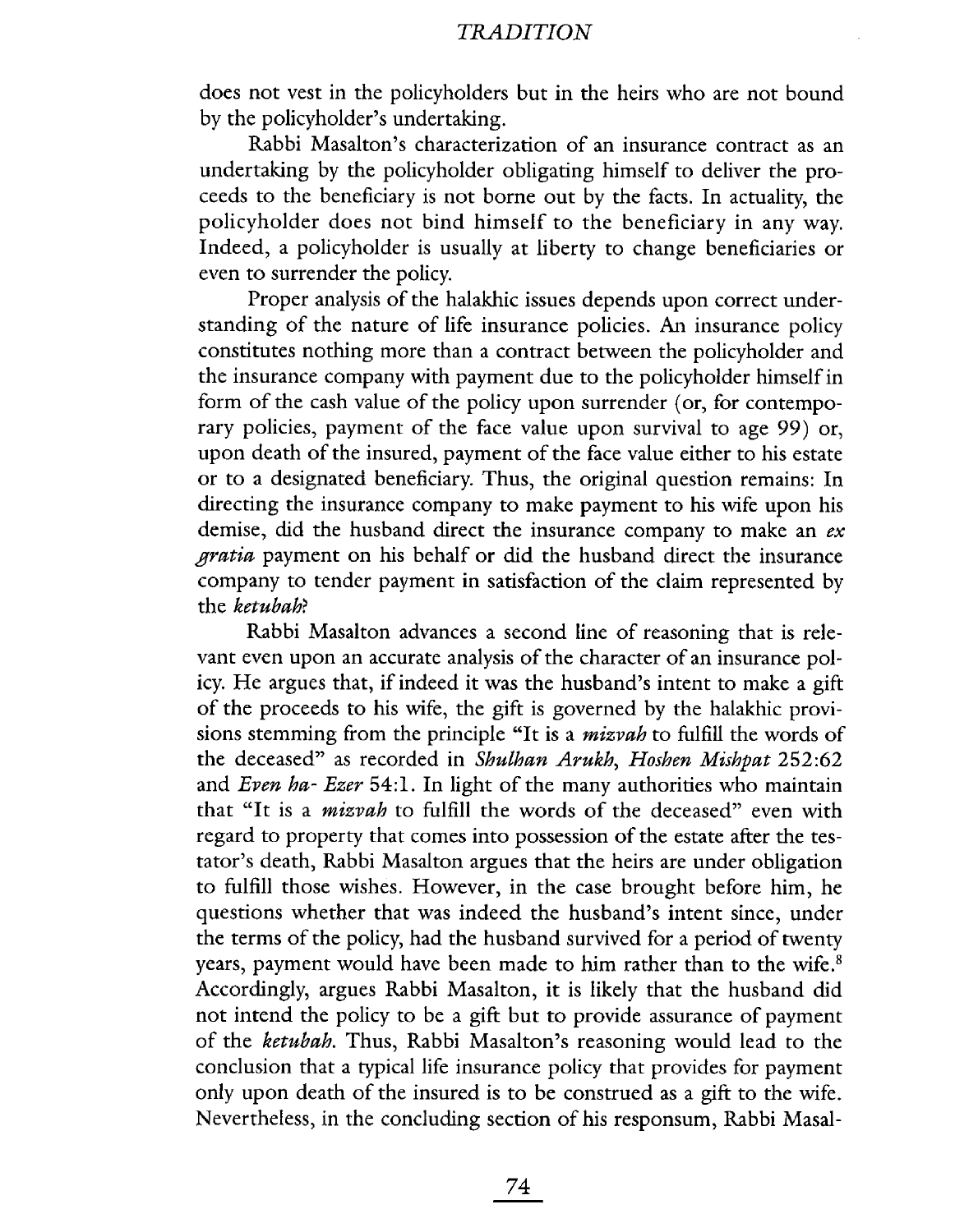does not vest in the policyholders but in the heirs who are not bound by the policyholder's undertaking.

Rabbi Masalton's characterization of an insurance contract as an undertaking by the policyholder obligating himself to deliver the proceeds to the beneficiary is not borne out by the facts. In actuality, the policyholder does not bind himself to the beneficiary in any way. Indeed, a policyholder is usually at liberty to change beneficiaries or even to surrender the policy.

Proper analysis of the halakhic issues depends upon correct understanding of the nature of life insurance policies. An insurance policy constitutes nothing more than a contract between the policyholder and the insurance company with payment due to the policyholder himself in form of the cash value of the policy upon surrender (or, for contemporary policies, payment of the face value upon survival to age 99) or, upon death of the insured, payment of the face value either to his estate or to a designated beneficiary. Thus, the original question remains: In directing the insurance company to make payment to his wife upon his demise, did the husband direct the insurance company to make an *ex gratia* payment on his behalf or did the husband direct the insurance company to tender payment in satisfaction of the claim represented by the *ketubah*?

Rabbi Masalton advances a second line of reasoning that is relevant even upon an accurate analysis of the character of an insurance policy. He argues that, if indeed it was the husband's intent to make a gift of the proceeds to his wife, the gift is governed by the halakhic provisions stemming from the principle "It is a *mizvah* to fulfill the words of the deceased" as recorded in *Shulhan Arukh, Hoshen Mishpat* 252:62 and *Even ha- Ezer* 54:1. In light of the many authorities who maintain that "It is a *mizvah* to fulfill the words of the deceased" even with regard to property that comes into possession of the estate after the testator's death, Rabbi Masalton argues that the heirs are under obligation to fulfill those wishes. However, in the case brought before him, he questions whether that was indeed the husband's intent since, under the terms of the policy, had the husband survived for a period of twenty years, payment would have been made to him rather than to the wife.[8] Accordingly, argues Rabbi Masalton, it is likely that the husband did not intend the policy to be a gift but to provide assurance of payment of the *ketubah*. Thus, Rabbi Masalton's reasoning would lead to the conclusion that a typical life insurance policy that provides for payment only upon death of the insured is to be construed as a gift to the wife. Nevertheless, in the concluding section of his responsum, Rabbi Masal-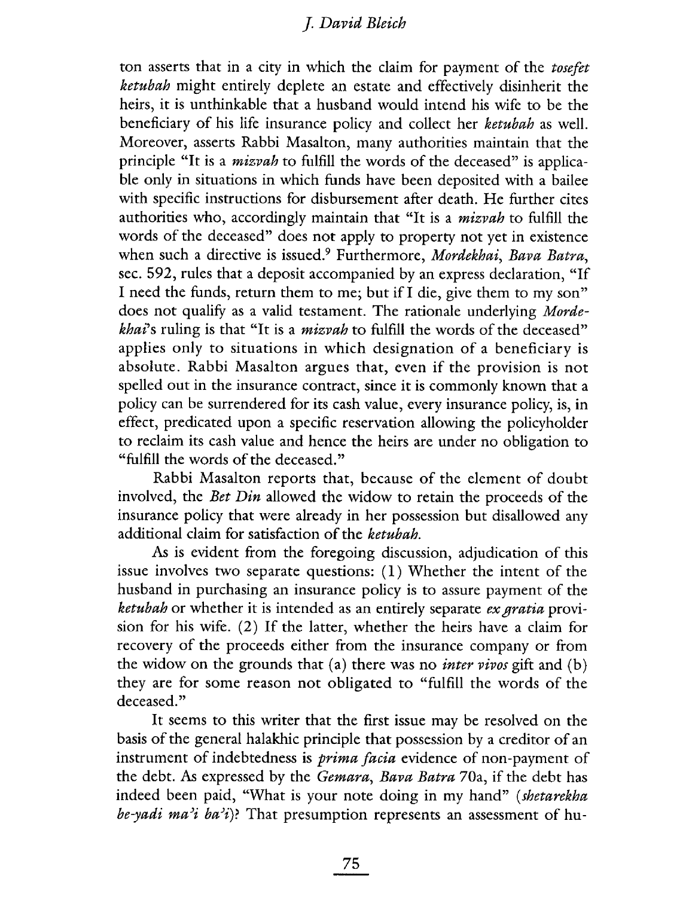ton asserts that in a city in which the claim for payment of the *tosefet ketubah* might entirely deplete an estate and effectively disinherit the heirs, it is unthinkable that a husband would intend his wife to be the beneficiary of his life insurance policy and collect her *ketubah* as well. Moreover, asserts Rabbi Masalton, many authorities maintain that the principle "It is a *mizvah* to fulfill the words of the deceased" is applicable only in situations in which funds have been deposited with a bailee with specific instructions for disbursement after death. He further cites authorities who, accordingly maintain that "It is a *mizvah* to fulfill the words of the deceased" does not apply to property not yet in existence when such a directive is issued.[9] Furthermore, *Mordekhai*, *Bava Batra*, sec. 592, rules that a deposit accompanied by an express declaration, "If I need the funds, return them to me; but if I die, give them to my son" does not qualify as a valid testament. The rationale underlying *Mordekhai*'s ruling is that "It is a *mizvah* to fulfill the words of the deceased" applies only to situations in which designation of a beneficiary is absolute. Rabbi Masalton argues that, even if the provision is not spelled out in the insurance contract, since it is commonly known that a policy can be surrendered for its cash value, every insurance policy, is, in effect, predicated upon a specific reservation allowing the policyholder to reclaim its cash value and hence the heirs are under no obligation to "fulfill the words of the deceased."

Rabbi Masalton reports that, because of the element of doubt involved, the *Bet Din* allowed the widow to retain the proceeds of the insurance policy that were already in her possession but disallowed any additional claim for satisfaction of the *ketubah*.

As is evident from the foregoing discussion, adjudication of this issue involves two separate questions: (1) Whether the intent of the husband in purchasing an insurance policy is to assure payment of the *ketubah* or whether it is intended as an entirely separate *ex gratia* provision for his wife. (2) If the latter, whether the heirs have a claim for recovery of the proceeds either from the insurance company or from the widow on the grounds that (a) there was no *inter vivos* gift and (b) they are for some reason not obligated to "fulfill the words of the deceased."

It seems to this writer that the first issue may be resolved on the basis of the general halakhic principle that possession by a creditor of an instrument of indebtedness is *prima facia* evidence of non-payment of the debt. As expressed by the *Gemara*, *Bava Batra* 70a, if the debt has indeed been paid, "What is your note doing in my hand" (*shetarekha be-yadi ma'i ba'i*)? That presumption represents an assessment of hu-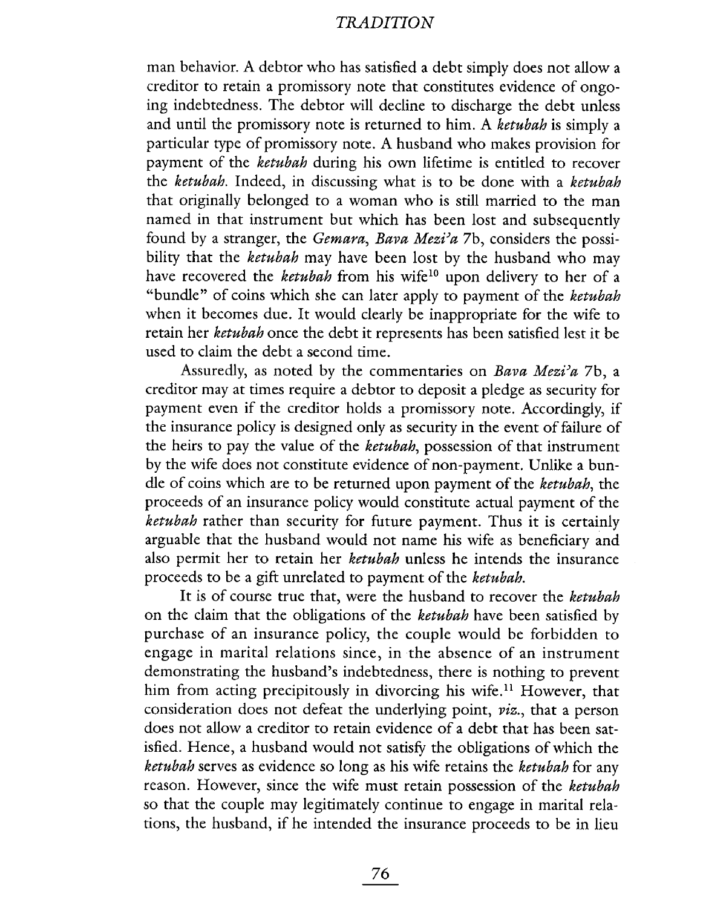man behavior. A debtor who has satisfied a debt simply does not allow a creditor to retain a promissory note that constitutes evidence of ongoing indebtedness. The debtor will decline to discharge the debt unless and until the promissory note is returned to him. A *ketubah* is simply a particular type of promissory note. A husband who makes provision for payment of the *ketubah* during his own lifetime is entitled to recover the *ketubah*. Indeed, in discussing what is to be done with a *ketubah* that originally belonged to a woman who is still married to the man named in that instrument but which has been lost and subsequently found by a stranger, the *Gemara*, *Bava Mezi'a* 7b, considers the possibility that the *ketubah* may have been lost by the husband who may have recovered the *ketubah* from his wife[10] upon delivery to her of a "bundle" of coins which she can later apply to payment of the *ketubah* when it becomes due. It would clearly be inappropriate for the wife to retain her *ketubah* once the debt it represents has been satisfied lest it be used to claim the debt a second time.

Assuredly, as noted by the commentaries on *Bava Mezi'a* 7b, a creditor may at times require a debtor to deposit a pledge as security for payment even if the creditor holds a promissory note. Accordingly, if the insurance policy is designed only as security in the event of failure of the heirs to pay the value of the *ketubah*, possession of that instrument by the wife does not constitute evidence of non-payment. Unlike a bundle of coins which are to be returned upon payment of the *ketubah*, the proceeds of an insurance policy would constitute actual payment of the *ketubah* rather than security for future payment. Thus it is certainly arguable that the husband would not name his wife as beneficiary and also permit her to retain her *ketubah* unless he intends the insurance proceeds to be a gift unrelated to payment of the *ketubah*.

It is of course true that, were the husband to recover the *ketubah* on the claim that the obligations of the *ketubah* have been satisfied by purchase of an insurance policy, the couple would be forbidden to engage in marital relations since, in the absence of an instrument demonstrating the husband's indebtedness, there is nothing to prevent him from acting precipitously in divorcing his wife.[11] However, that consideration does not defeat the underlying point, *viz.*, that a person does not allow a creditor to retain evidence of a debt that has been satisfied. Hence, a husband would not satisfy the obligations of which the *ketubah* serves as evidence so long as his wife retains the *ketubah* for any reason. However, since the wife must retain possession of the *ketubah* so that the couple may legitimately continue to engage in marital relations, the husband, if he intended the insurance proceeds to be in lieu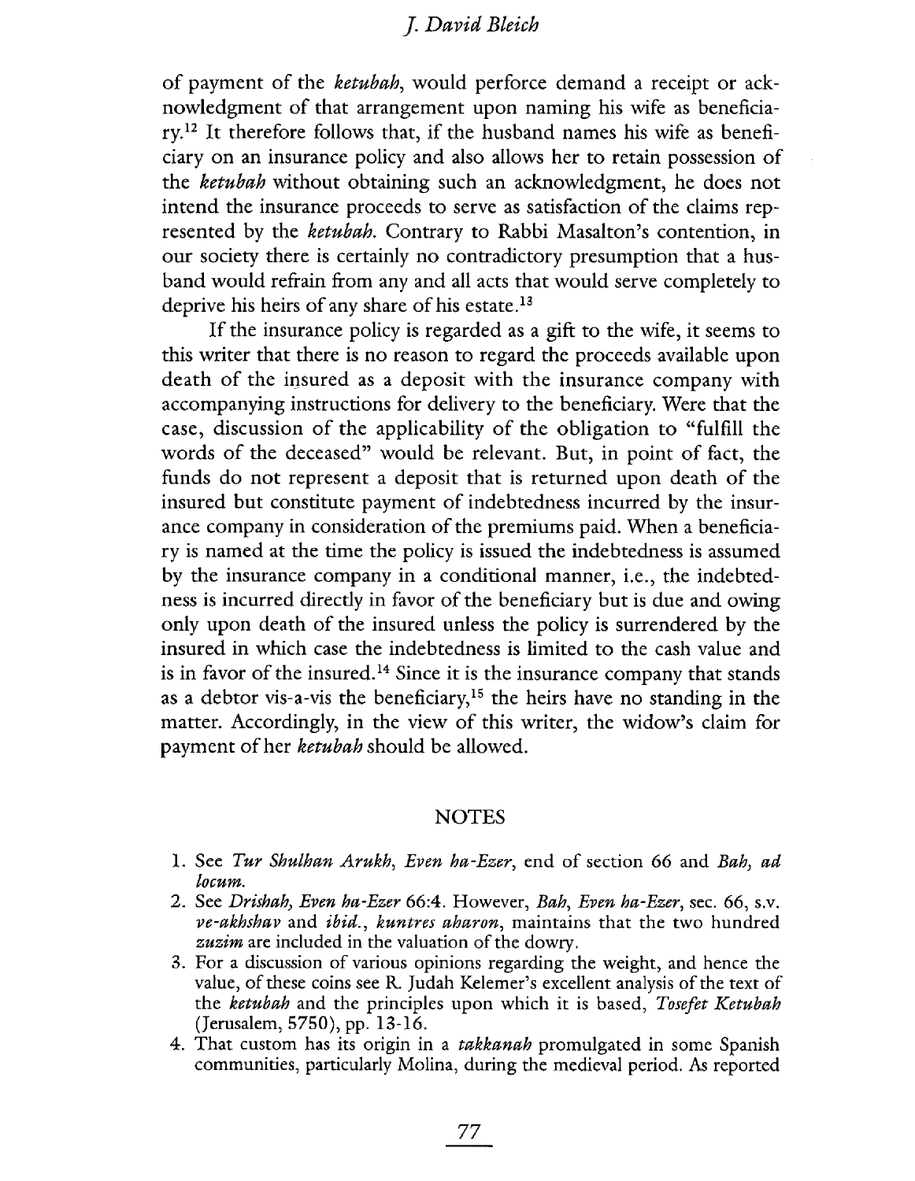of payment of the *ketubah*, would perforce demand a receipt or acknowledgment of that arrangement upon naming his wife as beneficiary.[12] It therefore follows that, if the husband names his wife as beneficiary on an insurance policy and also allows her to retain possession of the *ketubah* without obtaining such an acknowledgment, he does not intend the insurance proceeds to serve as satisfaction of the claims represented by the *ketubah*. Contrary to Rabbi Masalton's contention, in our society there is certainly no contradictory presumption that a husband would refrain from any and all acts that would serve completely to deprive his heirs of any share of his estate.[13]

If the insurance policy is regarded as a gift to the wife, it seems to this writer that there is no reason to regard the proceeds available upon death of the insured as a deposit with the insurance company with accompanying instructions for delivery to the beneficiary. Were that the case, discussion of the applicability of the obligation to "fulfill the words of the deceased" would be relevant. But, in point of fact, the funds do not represent a deposit that is returned upon death of the insured but constitute payment of indebtedness incurred by the insurance company in consideration of the premiums paid. When a beneficiary is named at the time the policy is issued the indebtedness is assumed by the insurance company in a conditional manner, i.e., the indebtedness is incurred directly in favor of the beneficiary but is due and owing only upon death of the insured unless the policy is surrendered by the insured in which case the indebtedness is limited to the cash value and is in favor of the insured.[14] Since it is the insurance company that stands as a debtor vis-a-vis the beneficiary,[15] the heirs have no standing in the matter. Accordingly, in the view of this writer, the widow's claim for payment of her *ketubah* should be allowed.

## NOTES

1. See *Tur Shulhan Arukh, Even ha-Ezer*, end of section 66 and *Bah, ad locum*.
2. See *Drishah, Even ha-Ezer* 66:4. However, *Bah, Even ha-Ezer*, sec. 66, s.v. *ve-akhshav* and *ibid., kuntres aharon*, maintains that the two hundred *zuzim* are included in the valuation of the dowry.
3. For a discussion of various opinions regarding the weight, and hence the value, of these coins see R. Judah Kelemer's excellent analysis of the text of the *ketubah* and the principles upon which it is based, *Tosefet Ketubah* (Jerusalem, 5750), pp. 13-16.
4. That custom has its origin in a *takkanah* promulgated in some Spanish communities, particularly Molina, during the medieval period. As reported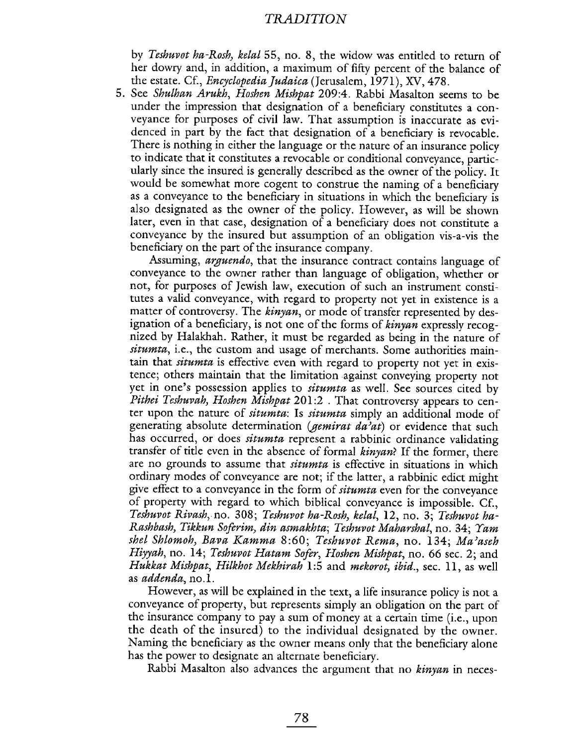by *Teshuvot ha-Rosh, kelal* 55, no. 8, the widow was entitled to return of her dowry and, in addition, a maximum of fifty percent of the balance of the estate. Cf., *Encyclopedia Judaica* (Jerusalem, 1971), XV, 478.

5. See *Shulhan Arukh, Hoshen Mishpat* 209:4. Rabbi Masalton seems to be under the impression that designation of a beneficiary constitutes a conveyance for purposes of civil law. That assumption is inaccurate as evidenced in part by the fact that designation of a beneficiary is revocable. There is nothing in either the language or the nature of an insurance policy to indicate that it constitutes a revocable or conditional conveyance, particularly since the insured is generally described as the owner of the policy. It would be somewhat more cogent to construe the naming of a beneficiary as a conveyance to the beneficiary in situations in which the beneficiary is also designated as the owner of the policy. However, as will be shown later, even in that case, designation of a beneficiary does not constitute a conveyance by the insured but assumption of an obligation vis-a-vis the beneficiary on the part of the insurance company.

   Assuming, *arguendo*, that the insurance contract contains language of conveyance to the owner rather than language of obligation, whether or not, for purposes of Jewish law, execution of such an instrument constitutes a valid conveyance, with regard to property not yet in existence is a matter of controversy. The *kinyan*, or mode of transfer represented by designation of a beneficiary, is not one of the forms of *kinyan* expressly recognized by Halakhah. Rather, it must be regarded as being in the nature of *situmta*, i.e., the custom and usage of merchants. Some authorities maintain that *situmta* is effective even with regard to property not yet in existence; others maintain that the limitation against conveying property not yet in one's possession applies to *situmta* as well. See sources cited by *Pithei Teshuvah, Hoshen Mishpat* 201:2 . That controversy appears to center upon the nature of *situmta*: Is *situmta* simply an additional mode of generating absolute determination (*gemirat da'at*) or evidence that such has occurred, or does *situmta* represent a rabbinic ordinance validating transfer of title even in the absence of formal *kinyan*? If the former, there are no grounds to assume that *situmta* is effective in situations in which ordinary modes of conveyance are not; if the latter, a rabbinic edict might give effect to a conveyance in the form of *situmta* even for the conveyance of property with regard to which biblical conveyance is impossible. Cf., *Teshuvot Rivash*, no. 308; *Teshuvot ha-Rosh, kelal*, 12, no. 3; *Teshuvot ha-Rashbash, Tikkun Soferim, din asmakhta*; *Teshuvot Maharshal*, no. 34; *Yam shel Shlomoh, Bava Kamma* 8:60; *Teshuvot Rema*, no. 134; *Ma'aseh Hiyyah*, no. 14; *Teshuvot Hatam Sofer, Hoshen Mishpat*, no. 66 sec. 2; and *Hukkat Mishpat, Hilkhot Mekhirah* 1:5 and *mekorot, ibid.*, sec. 11, as well as *addenda*, no.1.

   However, as will be explained in the text, a life insurance policy is not a conveyance of property, but represents simply an obligation on the part of the insurance company to pay a sum of money at a certain time (i.e., upon the death of the insured) to the individual designated by the owner. Naming the beneficiary as the owner means only that the beneficiary alone has the power to designate an alternate beneficiary.

   Rabbi Masalton also advances the argument that no *kinyan* in neces-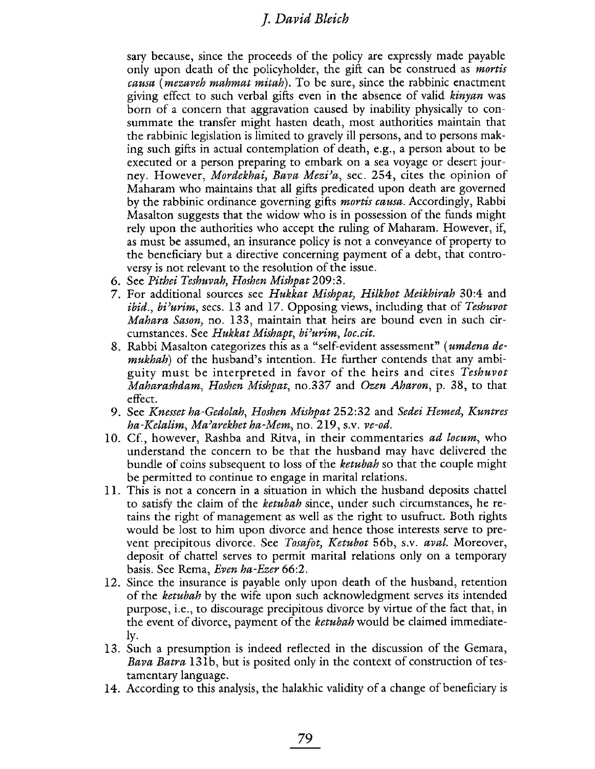sary because, since the proceeds of the policy are expressly made payable only upon death of the policyholder, the gift can be construed as *mortis causa* (*mezaveh mahmat mitah*). To be sure, since the rabbinic enactment giving effect to such verbal gifts even in the absence of valid *kinyan* was born of a concern that aggravation caused by inability physically to consummate the transfer might hasten death, most authorities maintain that the rabbinic legislation is limited to gravely ill persons, and to persons making such gifts in actual contemplation of death, e.g., a person about to be executed or a person preparing to embark on a sea voyage or desert journey. However, *Mordekhai, Bava Mezi'a*, sec. 254, cites the opinion of Maharam who maintains that all gifts predicated upon death are governed by the rabbinic ordinance governing gifts *mortis causa*. Accordingly, Rabbi Masalton suggests that the widow who is in possession of the funds might rely upon the authorities who accept the ruling of Maharam. However, if, as must be assumed, an insurance policy is not a conveyance of property to the beneficiary but a directive concerning payment of a debt, that controversy is not relevant to the resolution of the issue.

6. See *Pithei Teshuvah, Hoshen Mishpat* 209:3.
7. For additional sources see *Hukkat Mishpat, Hilkhot Meikhirah* 30:4 and *ibid., bi'urim*, secs. 13 and 17. Opposing views, including that of *Teshuvot Mahara Sason*, no. 133, maintain that heirs are bound even in such circumstances. See *Hukkat Mishapt, bi'urim, loc.cit.*
8. Rabbi Masalton categorizes this as a "self-evident assessment" (*umdena de-mukhah*) of the husband's intention. He further contends that any ambiguity must be interpreted in favor of the heirs and cites *Teshuvot Maharashdam, Hoshen Mishpat*, no.337 and *Ozen Aharon*, p. 38, to that effect.
9. See *Knesset ha-Gedolah, Hoshen Mishpat* 252:32 and *Sedei Hemed, Kuntres ha-Kelalim, Ma'arekhet ha-Mem*, no. 219, s.v. *ve-od.*
10. Cf., however, Rashba and Ritva, in their commentaries *ad locum*, who understand the concern to be that the husband may have delivered the bundle of coins subsequent to loss of the *ketubah* so that the couple might be permitted to continue to engage in marital relations.
11. This is not a concern in a situation in which the husband deposits chattel to satisfy the claim of the *ketubah* since, under such circumstances, he retains the right of management as well as the right to usufruct. Both rights would be lost to him upon divorce and hence those interests serve to prevent precipitous divorce. See *Tosafot, Ketubot* 56b, s.v. *aval.* Moreover, deposit of chattel serves to permit marital relations only on a temporary basis. See Rema, *Even ha-Ezer* 66:2.
12. Since the insurance is payable only upon death of the husband, retention of the *ketubah* by the wife upon such acknowledgment serves its intended purpose, i.e., to discourage precipitous divorce by virtue of the fact that, in the event of divorce, payment of the *ketubah* would be claimed immediately.
13. Such a presumption is indeed reflected in the discussion of the Gemara, *Bava Batra* 131b, but is posited only in the context of construction of testamentary language.
14. According to this analysis, the halakhic validity of a change of beneficiary is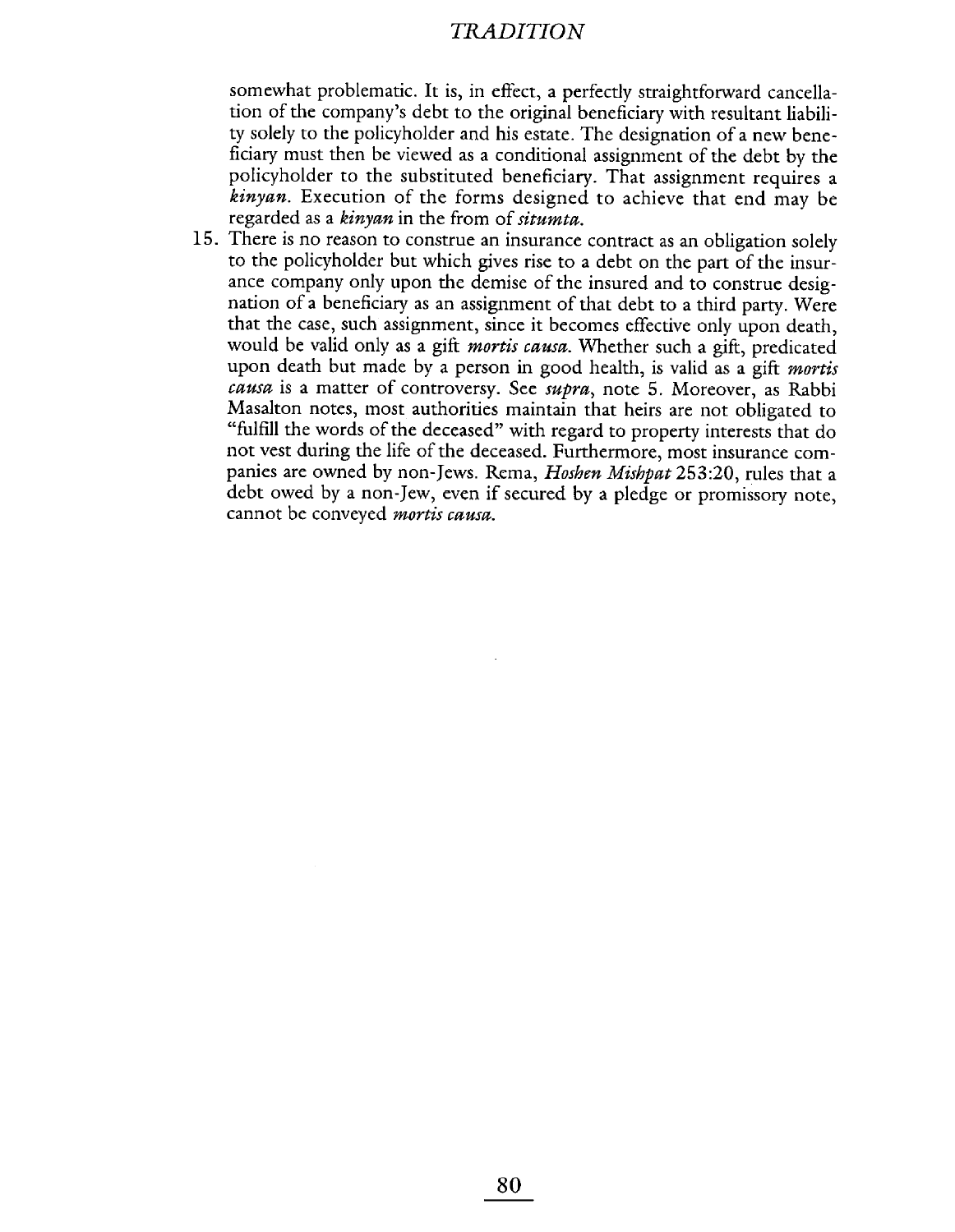somewhat problematic. It is, in effect, a perfectly straightforward cancellation of the company's debt to the original beneficiary with resultant liability solely to the policyholder and his estate. The designation of a new beneficiary must then be viewed as a conditional assignment of the debt by the policyholder to the substituted beneficiary. That assignment requires a *kinyan*. Execution of the forms designed to achieve that end may be regarded as a *kinyan* in the from of *situmta*.

15. There is no reason to construe an insurance contract as an obligation solely to the policyholder but which gives rise to a debt on the part of the insurance company only upon the demise of the insured and to construe designation of a beneficiary as an assignment of that debt to a third party. Were that the case, such assignment, since it becomes effective only upon death, would be valid only as a gift *mortis causa*. Whether such a gift, predicated upon death but made by a person in good health, is valid as a gift *mortis causa* is a matter of controversy. See *supra*, note 5. Moreover, as Rabbi Masalton notes, most authorities maintain that heirs are not obligated to "fulfill the words of the deceased" with regard to property interests that do not vest during the life of the deceased. Furthermore, most insurance companies are owned by non-Jews. Rema, *Hoshen Mishpat* 253:20, rules that a debt owed by a non-Jew, even if secured by a pledge or promissory note, cannot be conveyed *mortis causa*.